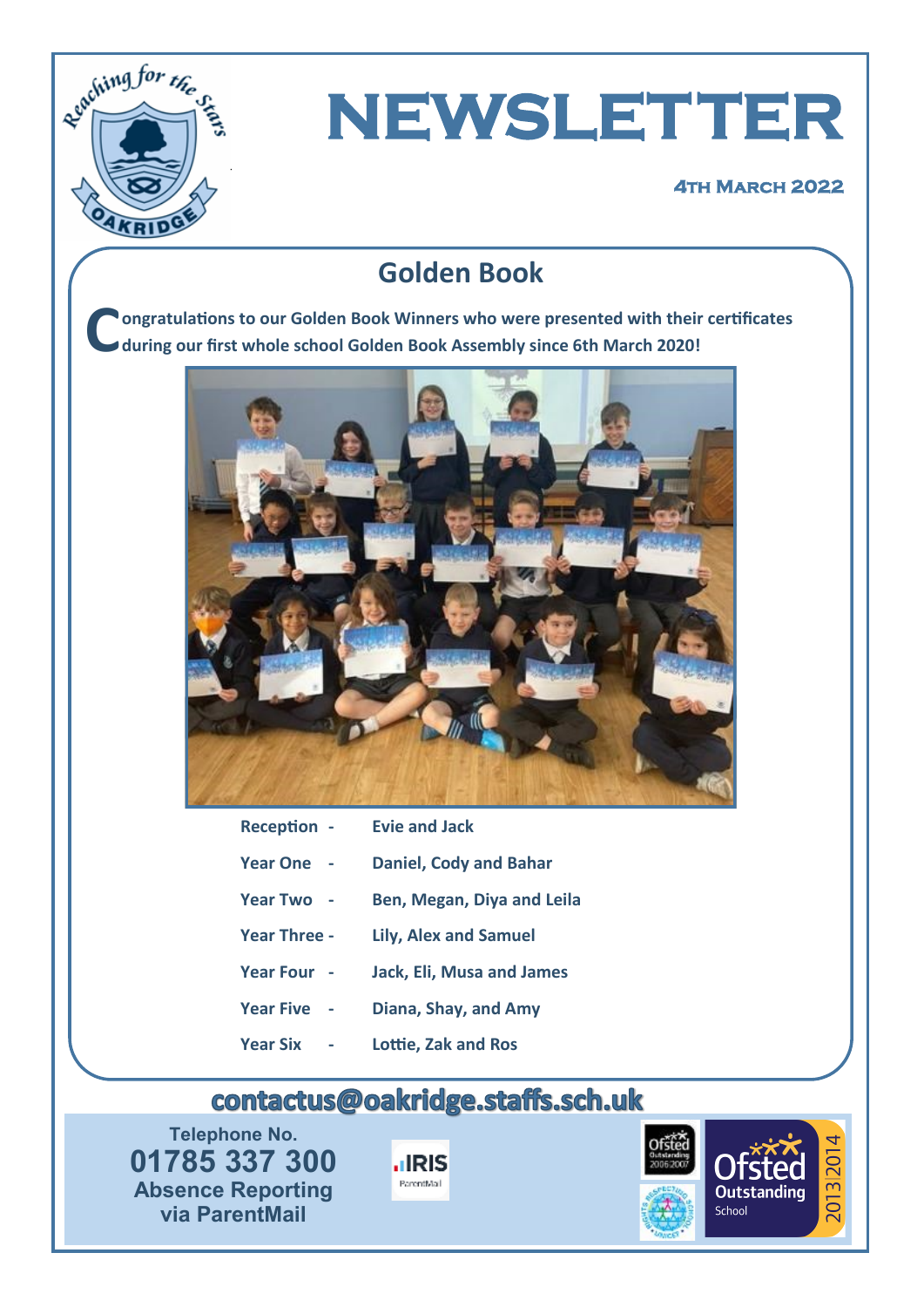# NEWSLETTER

**4th March 2022**

## Golden Book

**Congratulations to our Golden Book Winners who were presented with their certificates during our first whole school Golden Book Assembly since 6th March 2020!**

| | |
|---|---|
| **Reception -** | **Evie and Jack** |
| **Year One -** | **Daniel, Cody and Bahar** |
| **Year Two -** | **Ben, Megan, Diya and Leila** |
| **Year Three -** | **Lily, Alex and Samuel** |
| **Year Four -** | **Jack, Eli, Musa and James** |
| **Year Five -** | **Diana, Shay, and Amy** |
| **Year Six -** | **Lottie, Zak and Ros** |

**contactus@oakridge.staffs.sch.uk**

**Telephone No.**
**01785 337 300**
**Absence Reporting via ParentMail**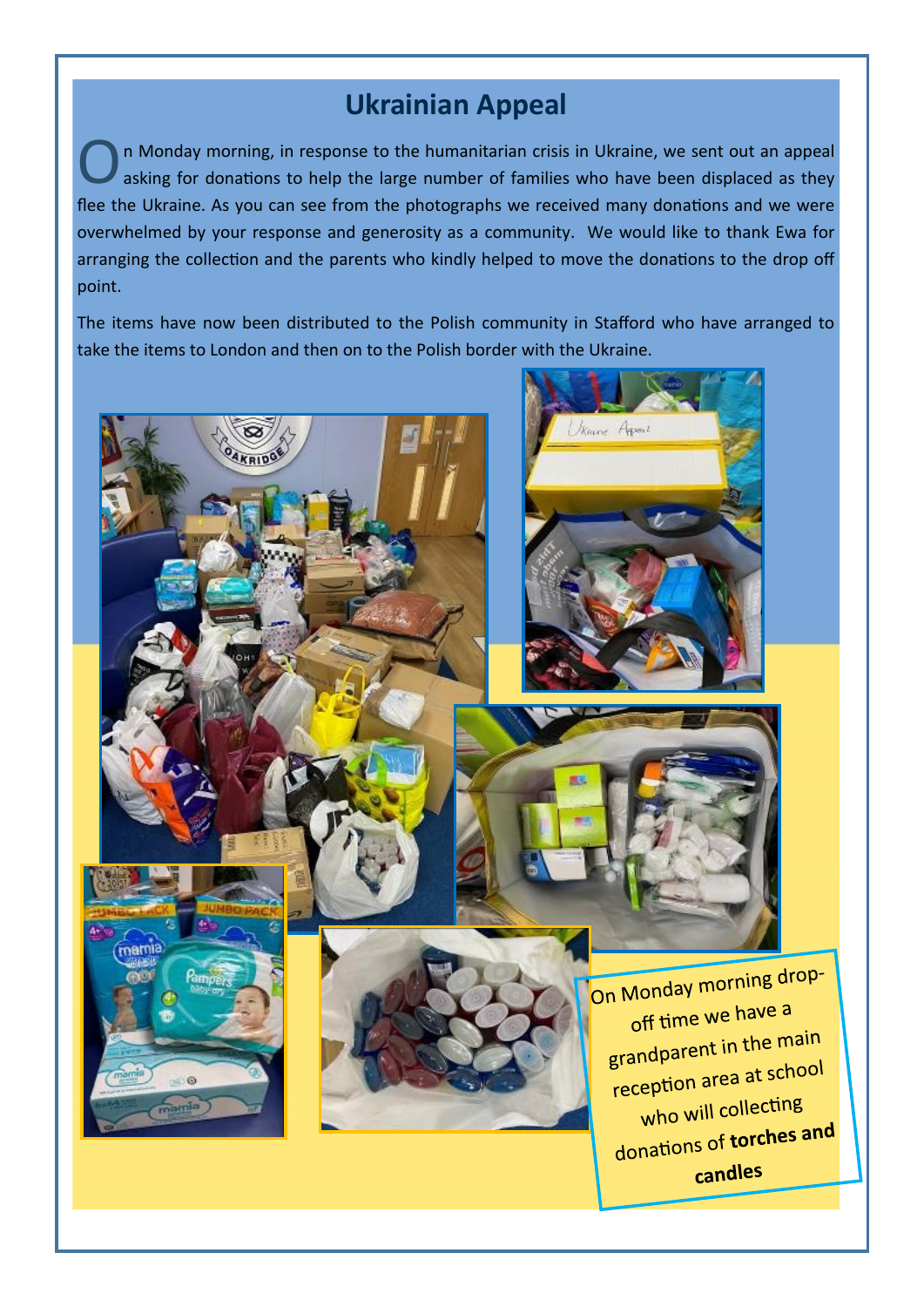## Ukrainian Appeal

On Monday morning, in response to the humanitarian crisis in Ukraine, we sent out an appeal asking for donations to help the large number of families who have been displaced as they flee the Ukraine. As you can see from the photographs we received many donations and we were overwhelmed by your response and generosity as a community. We would like to thank Ewa for arranging the collection and the parents who kindly helped to move the donations to the drop off point.

The items have now been distributed to the Polish community in Stafford who have arranged to take the items to London and then on to the Polish border with the Ukraine.

On Monday morning drop-off time we have a grandparent in the main reception area at school who will collecting donations of **torches and candles**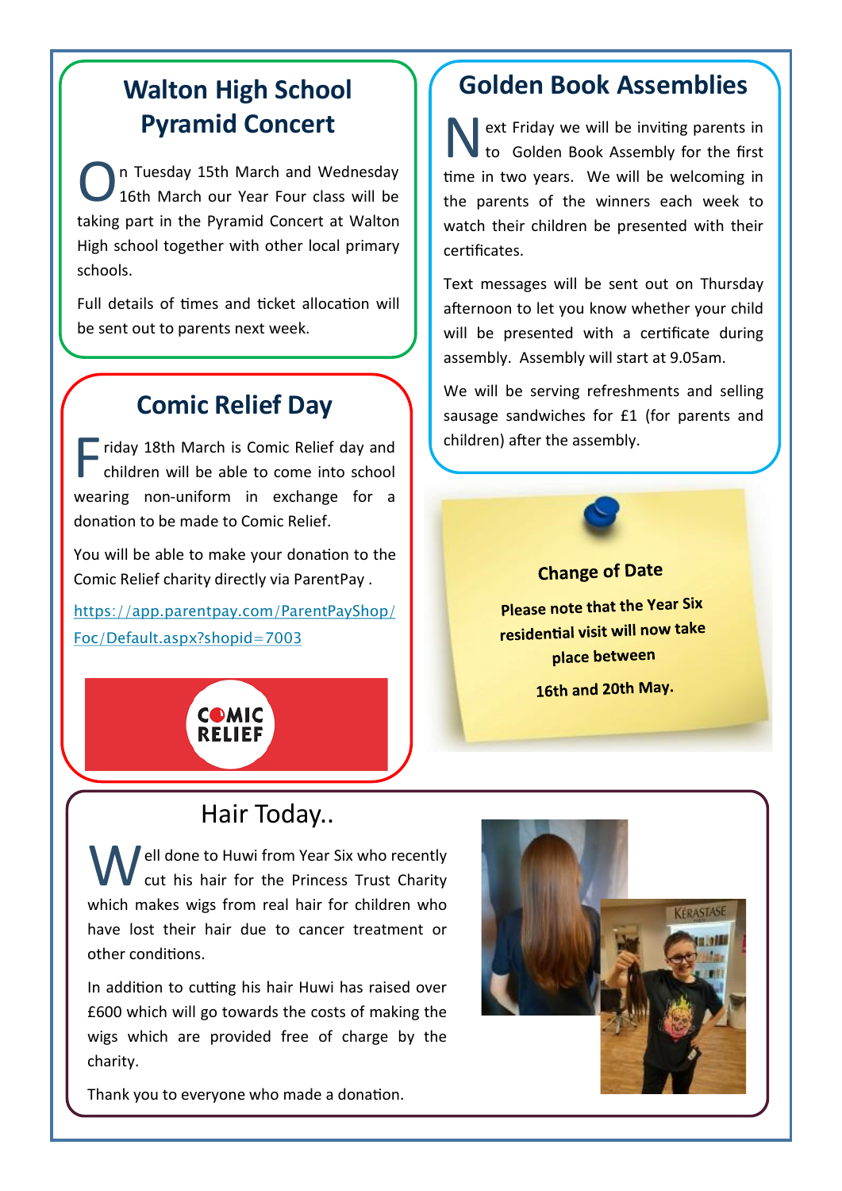## Walton High School Pyramid Concert

On Tuesday 15th March and Wednesday 16th March our Year Four class will be taking part in the Pyramid Concert at Walton High school together with other local primary schools.

Full details of times and ticket allocation will be sent out to parents next week.

## Comic Relief Day

Friday 18th March is Comic Relief day and children will be able to come into school wearing non-uniform in exchange for a donation to be made to Comic Relief.

You will be able to make your donation to the Comic Relief charity directly via ParentPay .

https://app.parentpay.com/ParentPayShop/Foc/Default.aspx?shopid=7003

## Golden Book Assemblies

Next Friday we will be inviting parents in to Golden Book Assembly for the first time in two years. We will be welcoming in the parents of the winners each week to watch their children be presented with their certificates.

Text messages will be sent out on Thursday afternoon to let you know whether your child will be presented with a certificate during assembly. Assembly will start at 9.05am.

We will be serving refreshments and selling sausage sandwiches for £1 (for parents and children) after the assembly.

**Change of Date**

**Please note that the Year Six residential visit will now take place between**

**16th and 20th May.**

## Hair Today..

Well done to Huwi from Year Six who recently cut his hair for the Princess Trust Charity which makes wigs from real hair for children who have lost their hair due to cancer treatment or other conditions.

In addition to cutting his hair Huwi has raised over £600 which will go towards the costs of making the wigs which are provided free of charge by the charity.

Thank you to everyone who made a donation.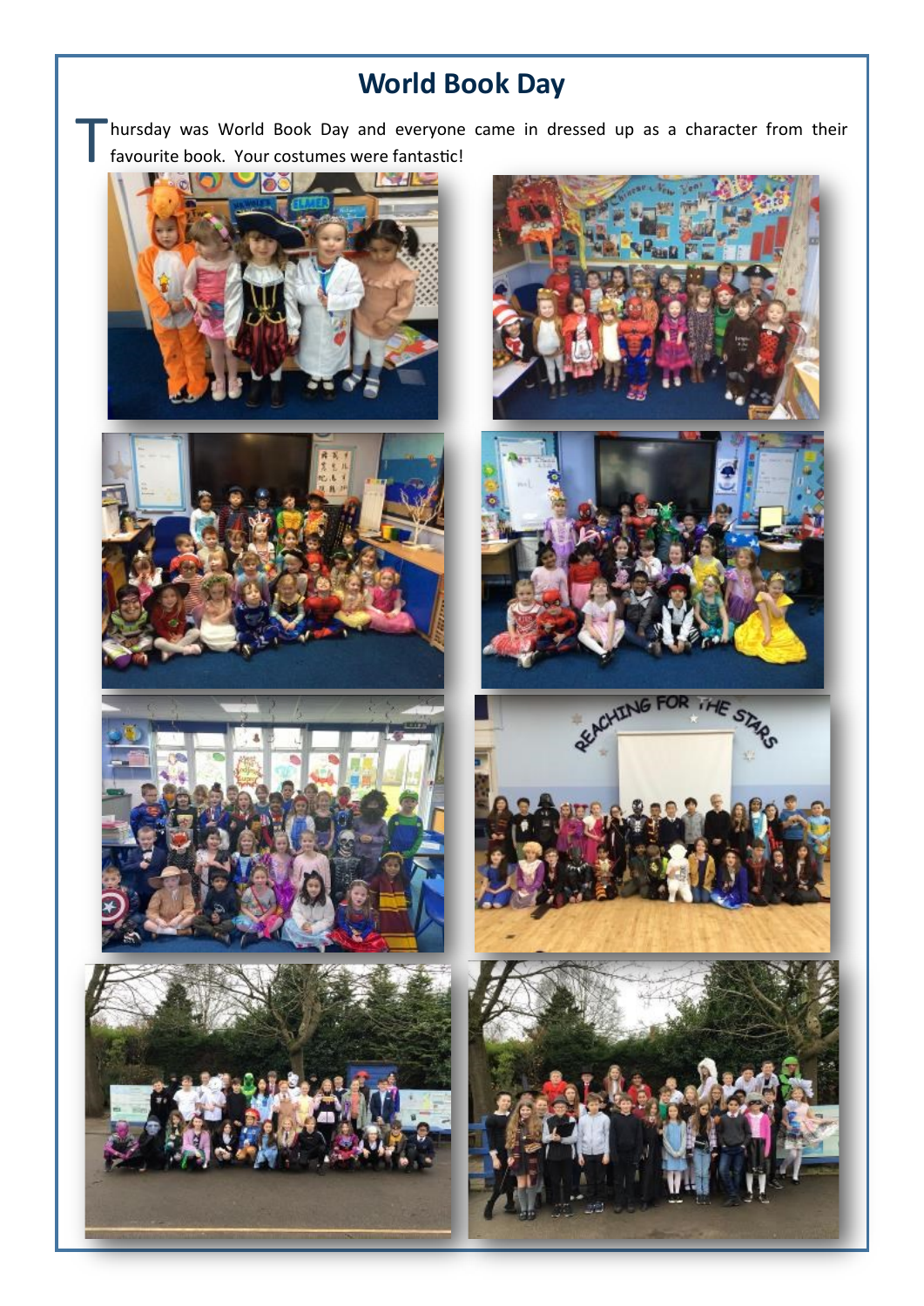# World Book Day

Thursday was World Book Day and everyone came in dressed up as a character from their favourite book. Your costumes were fantastic!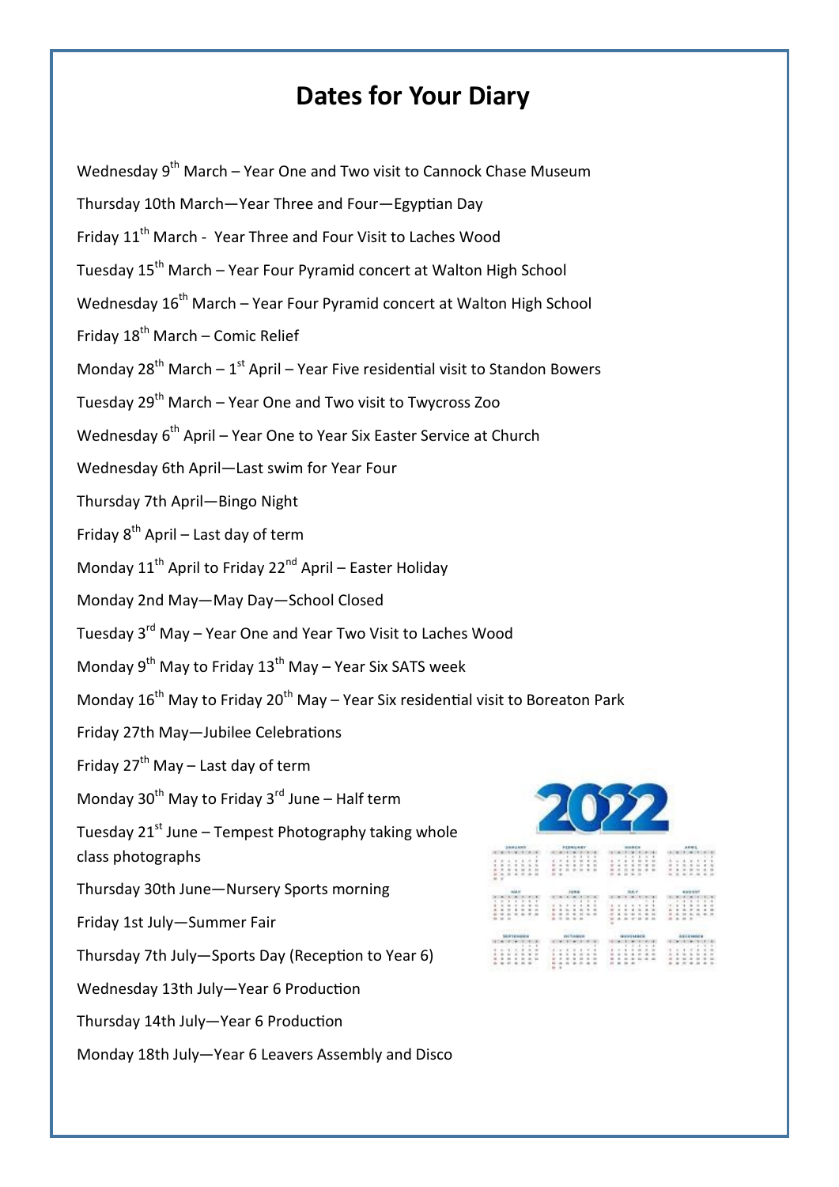# Dates for Your Diary

Wednesday 9th March – Year One and Two visit to Cannock Chase Museum

Thursday 10th March—Year Three and Four—Egyptian Day

Friday 11th March - Year Three and Four Visit to Laches Wood

Tuesday 15th March – Year Four Pyramid concert at Walton High School

Wednesday 16th March – Year Four Pyramid concert at Walton High School

Friday 18th March – Comic Relief

Monday 28th March – 1st April – Year Five residential visit to Standon Bowers

Tuesday 29th March – Year One and Two visit to Twycross Zoo

Wednesday 6th April – Year One to Year Six Easter Service at Church

Wednesday 6th April—Last swim for Year Four

Thursday 7th April—Bingo Night

Friday 8th April – Last day of term

Monday 11th April to Friday 22nd April – Easter Holiday

Monday 2nd May—May Day—School Closed

Tuesday 3rd May – Year One and Year Two Visit to Laches Wood

Monday 9th May to Friday 13th May – Year Six SATS week

Monday 16th May to Friday 20th May – Year Six residential visit to Boreaton Park

Friday 27th May—Jubilee Celebrations

Friday 27th May – Last day of term

Monday 30th May to Friday 3rd June – Half term

Tuesday 21st June – Tempest Photography taking whole class photographs

Thursday 30th June—Nursery Sports morning

Friday 1st July—Summer Fair

Thursday 7th July—Sports Day (Reception to Year 6)

Wednesday 13th July—Year 6 Production

Thursday 14th July—Year 6 Production

Monday 18th July—Year 6 Leavers Assembly and Disco